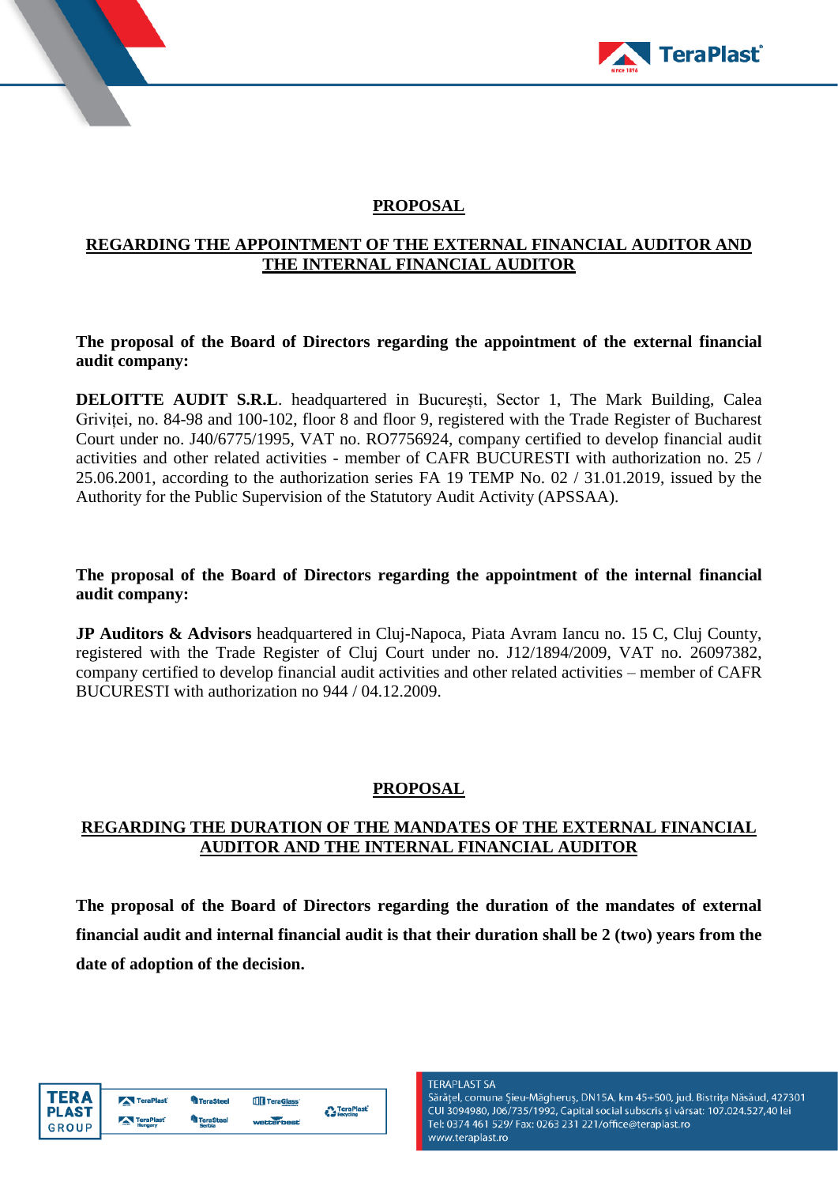# PROPOSAL

## REGARDING THE APPOINTMENT OF THE EXTERNAL FINANCIAL AUDITOR AND THE INTERNAL FINANCIAL AUDITOR

**The proposal of the Board of Directors regarding the appointment of the external financial audit company:**

**DELOITTE AUDIT S.R.L**. headquartered in București, Sector 1, The Mark Building, Calea Griviței, no. 84-98 and 100-102, floor 8 and floor 9, registered with the Trade Register of Bucharest Court under no. J40/6775/1995, VAT no. RO7756924, company certified to develop financial audit activities and other related activities - member of CAFR BUCURESTI with authorization no. 25 / 25.06.2001, according to the authorization series FA 19 TEMP No. 02 / 31.01.2019, issued by the Authority for the Public Supervision of the Statutory Audit Activity (APSSAA).

**The proposal of the Board of Directors regarding the appointment of the internal financial audit company:**

**JP Auditors & Advisors** headquartered in Cluj-Napoca, Piata Avram Iancu no. 15 C, Cluj County, registered with the Trade Register of Cluj Court under no. J12/1894/2009, VAT no. 26097382, company certified to develop financial audit activities and other related activities – member of CAFR BUCURESTI with authorization no 944 / 04.12.2009.

# PROPOSAL

## REGARDING THE DURATION OF THE MANDATES OF THE EXTERNAL FINANCIAL AUDITOR AND THE INTERNAL FINANCIAL AUDITOR

**The proposal of the Board of Directors regarding the duration of the mandates of external financial audit and internal financial audit is that their duration shall be 2 (two) years from the date of adoption of the decision.**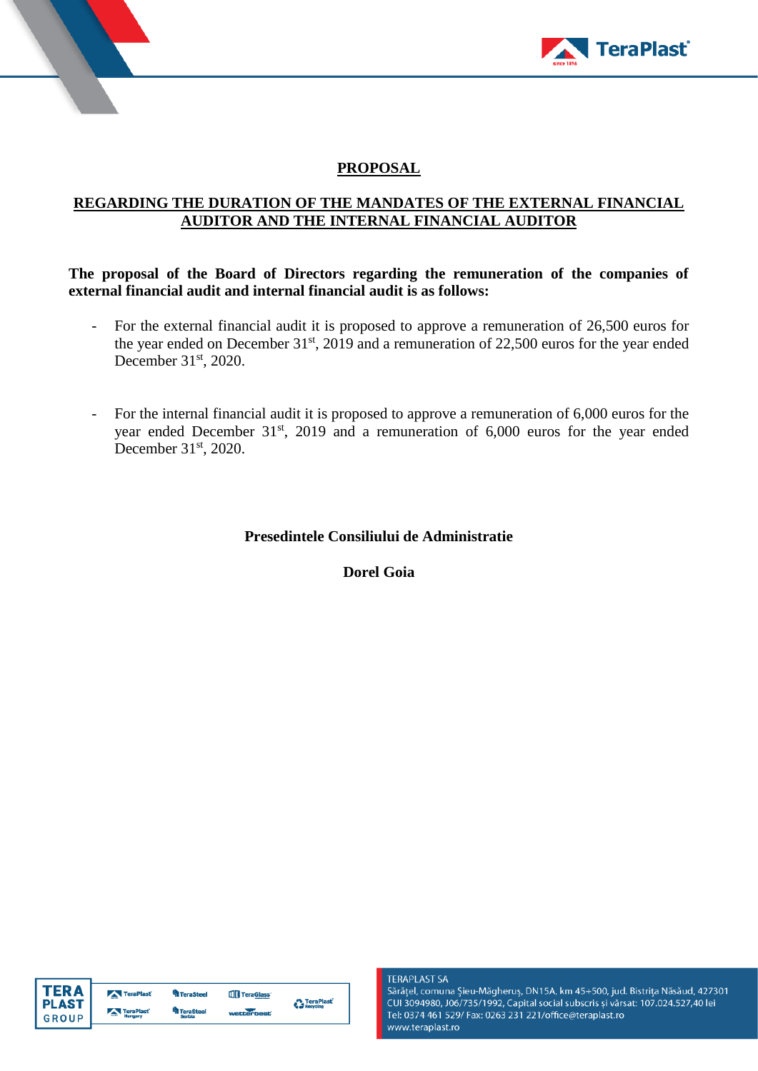# PROPOSAL

## REGARDING THE DURATION OF THE MANDATES OF THE EXTERNAL FINANCIAL AUDITOR AND THE INTERNAL FINANCIAL AUDITOR

**The proposal of the Board of Directors regarding the remuneration of the companies of external financial audit and internal financial audit is as follows:**

- For the external financial audit it is proposed to approve a remuneration of 26,500 euros for the year ended on December 31st, 2019 and a remuneration of 22,500 euros for the year ended December 31st, 2020.

- For the internal financial audit it is proposed to approve a remuneration of 6,000 euros for the year ended December 31st, 2019 and a remuneration of 6,000 euros for the year ended December 31st, 2020.

**Presedintele Consiliului de Administratie**

**Dorel Goia**